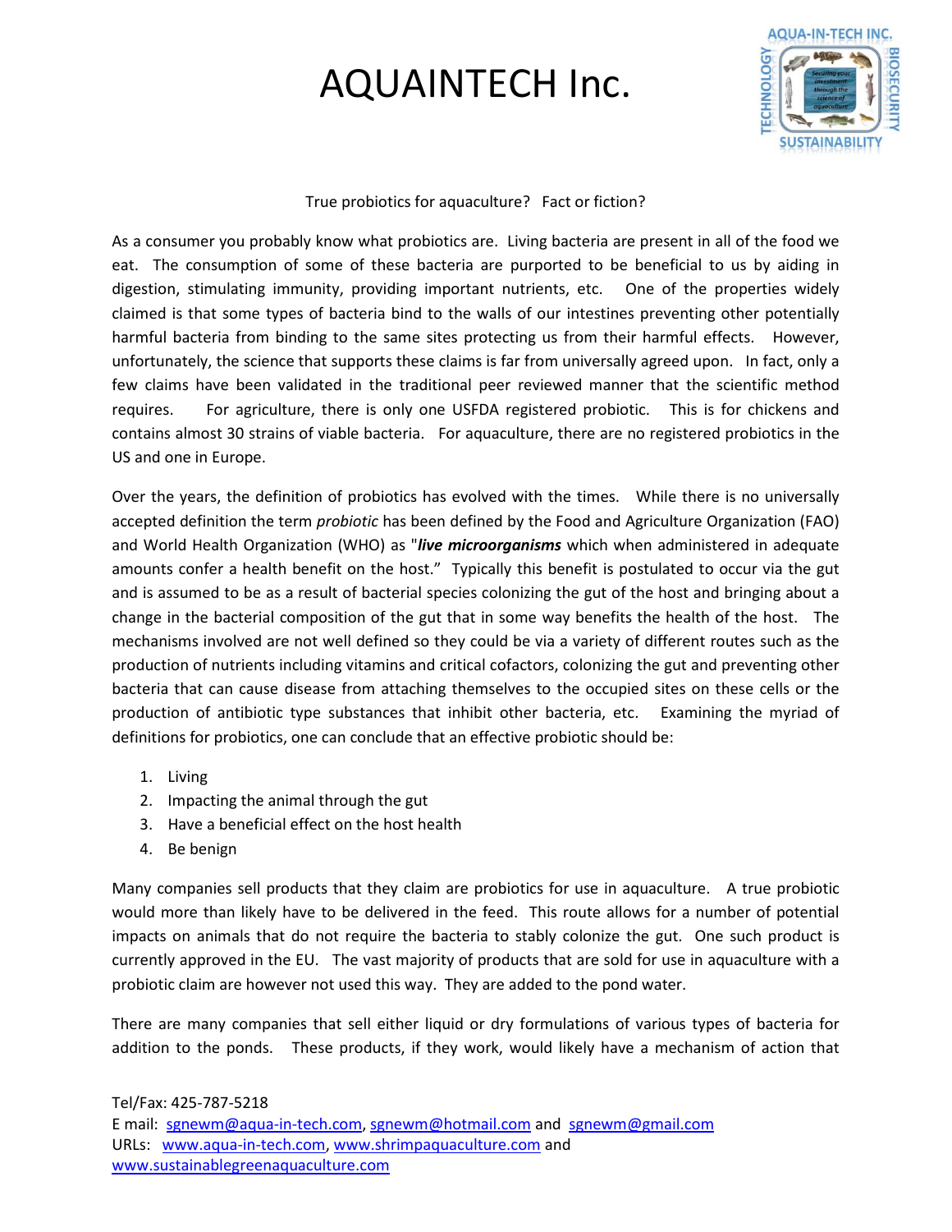# AQUAINTECH Inc.

True probiotics for aquaculture? Fact or fiction?

As a consumer you probably know what probiotics are. Living bacteria are present in all of the food we eat. The consumption of some of these bacteria are purported to be beneficial to us by aiding in digestion, stimulating immunity, providing important nutrients, etc. One of the properties widely claimed is that some types of bacteria bind to the walls of our intestines preventing other potentially harmful bacteria from binding to the same sites protecting us from their harmful effects. However, unfortunately, the science that supports these claims is far from universally agreed upon. In fact, only a few claims have been validated in the traditional peer reviewed manner that the scientific method requires. For agriculture, there is only one USFDA registered probiotic. This is for chickens and contains almost 30 strains of viable bacteria. For aquaculture, there are no registered probiotics in the US and one in Europe.

Over the years, the definition of probiotics has evolved with the times. While there is no universally accepted definition the term *probiotic* has been defined by the Food and Agriculture Organization (FAO) and World Health Organization (WHO) as "***live microorganisms*** which when administered in adequate amounts confer a health benefit on the host." Typically this benefit is postulated to occur via the gut and is assumed to be as a result of bacterial species colonizing the gut of the host and bringing about a change in the bacterial composition of the gut that in some way benefits the health of the host. The mechanisms involved are not well defined so they could be via a variety of different routes such as the production of nutrients including vitamins and critical cofactors, colonizing the gut and preventing other bacteria that can cause disease from attaching themselves to the occupied sites on these cells or the production of antibiotic type substances that inhibit other bacteria, etc. Examining the myriad of definitions for probiotics, one can conclude that an effective probiotic should be:

1. Living
2. Impacting the animal through the gut
3. Have a beneficial effect on the host health
4. Be benign

Many companies sell products that they claim are probiotics for use in aquaculture. A true probiotic would more than likely have to be delivered in the feed. This route allows for a number of potential impacts on animals that do not require the bacteria to stably colonize the gut. One such product is currently approved in the EU. The vast majority of products that are sold for use in aquaculture with a probiotic claim are however not used this way. They are added to the pond water.

There are many companies that sell either liquid or dry formulations of various types of bacteria for addition to the ponds. These products, if they work, would likely have a mechanism of action that

Tel/Fax: 425-787-5218
E mail: sgnewm@aqua-in-tech.com, sgnewm@hotmail.com and sgnewm@gmail.com
URLs: www.aqua-in-tech.com, www.shrimpaquaculture.com and www.sustainablegreenaquaculture.com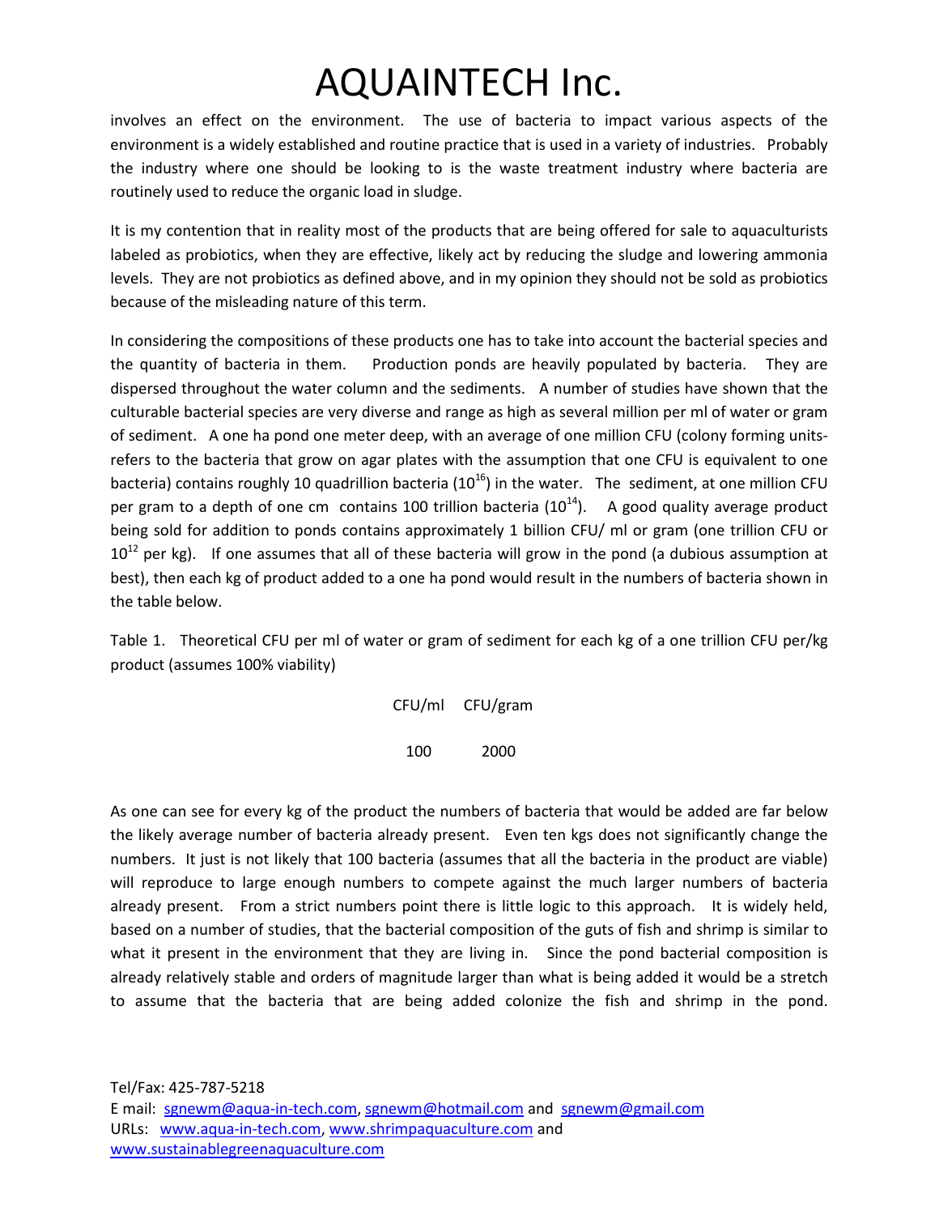involves an effect on the environment. The use of bacteria to impact various aspects of the environment is a widely established and routine practice that is used in a variety of industries. Probably the industry where one should be looking to is the waste treatment industry where bacteria are routinely used to reduce the organic load in sludge.

It is my contention that in reality most of the products that are being offered for sale to aquaculturists labeled as probiotics, when they are effective, likely act by reducing the sludge and lowering ammonia levels. They are not probiotics as defined above, and in my opinion they should not be sold as probiotics because of the misleading nature of this term.

In considering the compositions of these products one has to take into account the bacterial species and the quantity of bacteria in them. Production ponds are heavily populated by bacteria. They are dispersed throughout the water column and the sediments. A number of studies have shown that the culturable bacterial species are very diverse and range as high as several million per ml of water or gram of sediment. A one ha pond one meter deep, with an average of one million CFU (colony forming units- refers to the bacteria that grow on agar plates with the assumption that one CFU is equivalent to one bacteria) contains roughly 10 quadrillion bacteria ($10^{16}$) in the water. The sediment, at one million CFU per gram to a depth of one cm contains 100 trillion bacteria ($10^{14}$). A good quality average product being sold for addition to ponds contains approximately 1 billion CFU/ ml or gram (one trillion CFU or $10^{12}$ per kg). If one assumes that all of these bacteria will grow in the pond (a dubious assumption at best), then each kg of product added to a one ha pond would result in the numbers of bacteria shown in the table below.

Table 1. Theoretical CFU per ml of water or gram of sediment for each kg of a one trillion CFU per/kg product (assumes 100% viability)

| CFU/ml | CFU/gram |
|---|---|
| 100 | 2000 |

As one can see for every kg of the product the numbers of bacteria that would be added are far below the likely average number of bacteria already present. Even ten kgs does not significantly change the numbers. It just is not likely that 100 bacteria (assumes that all the bacteria in the product are viable) will reproduce to large enough numbers to compete against the much larger numbers of bacteria already present. From a strict numbers point there is little logic to this approach. It is widely held, based on a number of studies, that the bacterial composition of the guts of fish and shrimp is similar to what it present in the environment that they are living in. Since the pond bacterial composition is already relatively stable and orders of magnitude larger than what is being added it would be a stretch to assume that the bacteria that are being added colonize the fish and shrimp in the pond.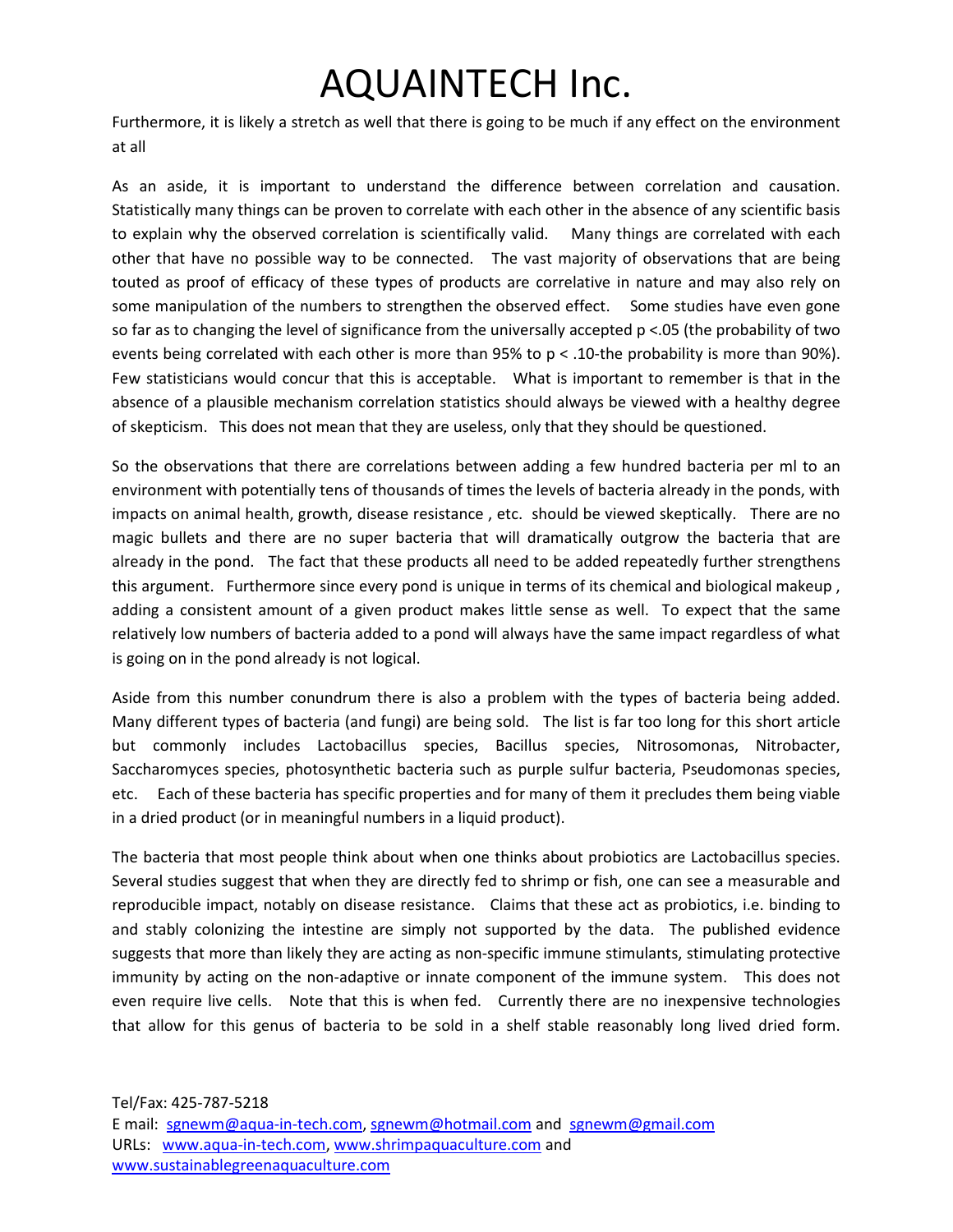Furthermore, it is likely a stretch as well that there is going to be much if any effect on the environment at all

As an aside, it is important to understand the difference between correlation and causation. Statistically many things can be proven to correlate with each other in the absence of any scientific basis to explain why the observed correlation is scientifically valid. Many things are correlated with each other that have no possible way to be connected. The vast majority of observations that are being touted as proof of efficacy of these types of products are correlative in nature and may also rely on some manipulation of the numbers to strengthen the observed effect. Some studies have even gone so far as to changing the level of significance from the universally accepted $p < .05$ (the probability of two events being correlated with each other is more than 95% to $p < .10$-the probability is more than 90%). Few statisticians would concur that this is acceptable. What is important to remember is that in the absence of a plausible mechanism correlation statistics should always be viewed with a healthy degree of skepticism. This does not mean that they are useless, only that they should be questioned.

So the observations that there are correlations between adding a few hundred bacteria per ml to an environment with potentially tens of thousands of times the levels of bacteria already in the ponds, with impacts on animal health, growth, disease resistance , etc. should be viewed skeptically. There are no magic bullets and there are no super bacteria that will dramatically outgrow the bacteria that are already in the pond. The fact that these products all need to be added repeatedly further strengthens this argument. Furthermore since every pond is unique in terms of its chemical and biological makeup , adding a consistent amount of a given product makes little sense as well. To expect that the same relatively low numbers of bacteria added to a pond will always have the same impact regardless of what is going on in the pond already is not logical.

Aside from this number conundrum there is also a problem with the types of bacteria being added. Many different types of bacteria (and fungi) are being sold. The list is far too long for this short article but commonly includes Lactobacillus species, Bacillus species, Nitrosomonas, Nitrobacter, Saccharomyces species, photosynthetic bacteria such as purple sulfur bacteria, Pseudomonas species, etc. Each of these bacteria has specific properties and for many of them it precludes them being viable in a dried product (or in meaningful numbers in a liquid product).

The bacteria that most people think about when one thinks about probiotics are Lactobacillus species. Several studies suggest that when they are directly fed to shrimp or fish, one can see a measurable and reproducible impact, notably on disease resistance. Claims that these act as probiotics, i.e. binding to and stably colonizing the intestine are simply not supported by the data. The published evidence suggests that more than likely they are acting as non-specific immune stimulants, stimulating protective immunity by acting on the non-adaptive or innate component of the immune system. This does not even require live cells. Note that this is when fed. Currently there are no inexpensive technologies that allow for this genus of bacteria to be sold in a shelf stable reasonably long lived dried form.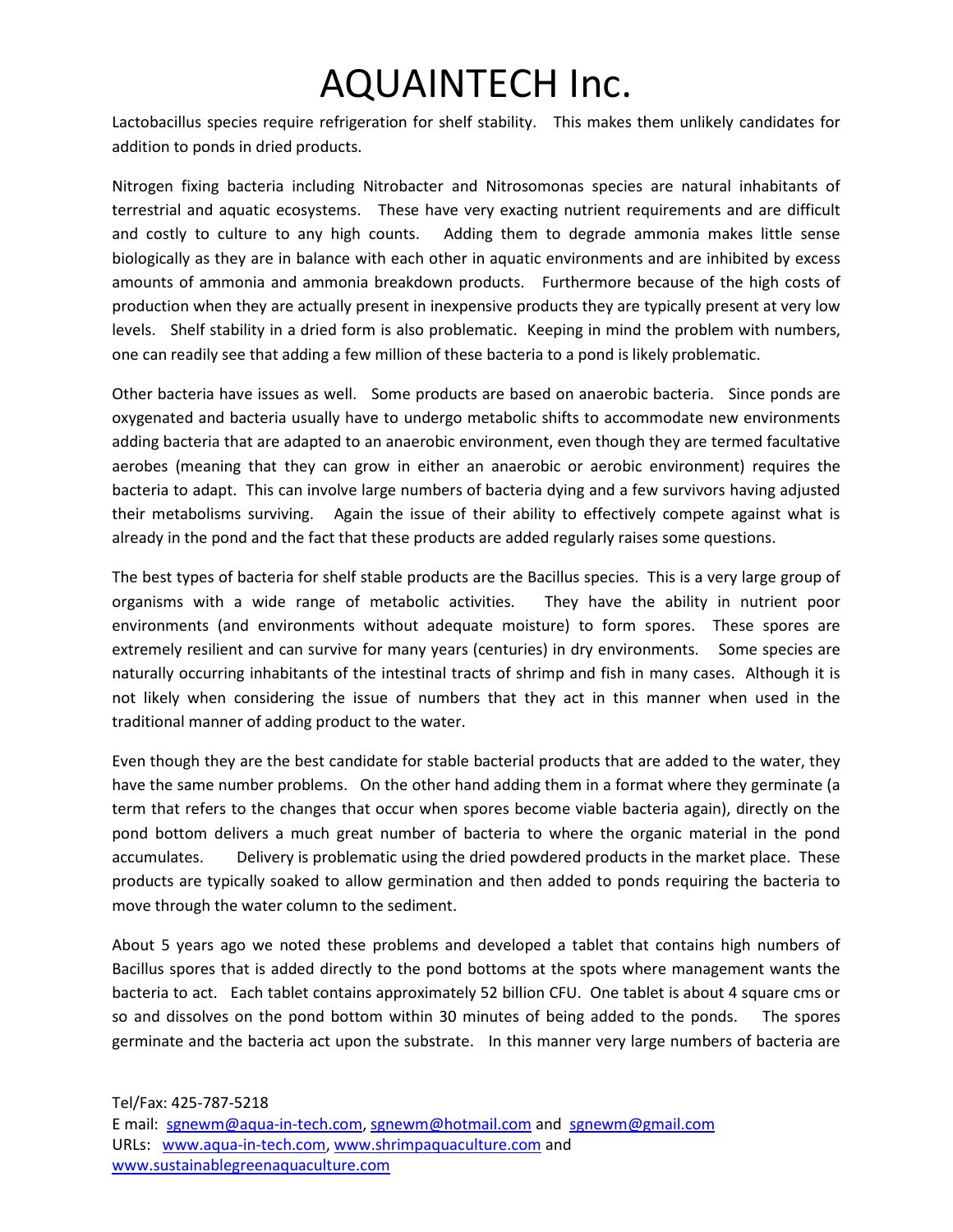Lactobacillus species require refrigeration for shelf stability. This makes them unlikely candidates for addition to ponds in dried products.

Nitrogen fixing bacteria including Nitrobacter and Nitrosomonas species are natural inhabitants of terrestrial and aquatic ecosystems. These have very exacting nutrient requirements and are difficult and costly to culture to any high counts. Adding them to degrade ammonia makes little sense biologically as they are in balance with each other in aquatic environments and are inhibited by excess amounts of ammonia and ammonia breakdown products. Furthermore because of the high costs of production when they are actually present in inexpensive products they are typically present at very low levels. Shelf stability in a dried form is also problematic. Keeping in mind the problem with numbers, one can readily see that adding a few million of these bacteria to a pond is likely problematic.

Other bacteria have issues as well. Some products are based on anaerobic bacteria. Since ponds are oxygenated and bacteria usually have to undergo metabolic shifts to accommodate new environments adding bacteria that are adapted to an anaerobic environment, even though they are termed facultative aerobes (meaning that they can grow in either an anaerobic or aerobic environment) requires the bacteria to adapt. This can involve large numbers of bacteria dying and a few survivors having adjusted their metabolisms surviving. Again the issue of their ability to effectively compete against what is already in the pond and the fact that these products are added regularly raises some questions.

The best types of bacteria for shelf stable products are the Bacillus species. This is a very large group of organisms with a wide range of metabolic activities. They have the ability in nutrient poor environments (and environments without adequate moisture) to form spores. These spores are extremely resilient and can survive for many years (centuries) in dry environments. Some species are naturally occurring inhabitants of the intestinal tracts of shrimp and fish in many cases. Although it is not likely when considering the issue of numbers that they act in this manner when used in the traditional manner of adding product to the water.

Even though they are the best candidate for stable bacterial products that are added to the water, they have the same number problems. On the other hand adding them in a format where they germinate (a term that refers to the changes that occur when spores become viable bacteria again), directly on the pond bottom delivers a much great number of bacteria to where the organic material in the pond accumulates. Delivery is problematic using the dried powdered products in the market place. These products are typically soaked to allow germination and then added to ponds requiring the bacteria to move through the water column to the sediment.

About 5 years ago we noted these problems and developed a tablet that contains high numbers of Bacillus spores that is added directly to the pond bottoms at the spots where management wants the bacteria to act. Each tablet contains approximately 52 billion CFU. One tablet is about 4 square cms or so and dissolves on the pond bottom within 30 minutes of being added to the ponds. The spores germinate and the bacteria act upon the substrate. In this manner very large numbers of bacteria are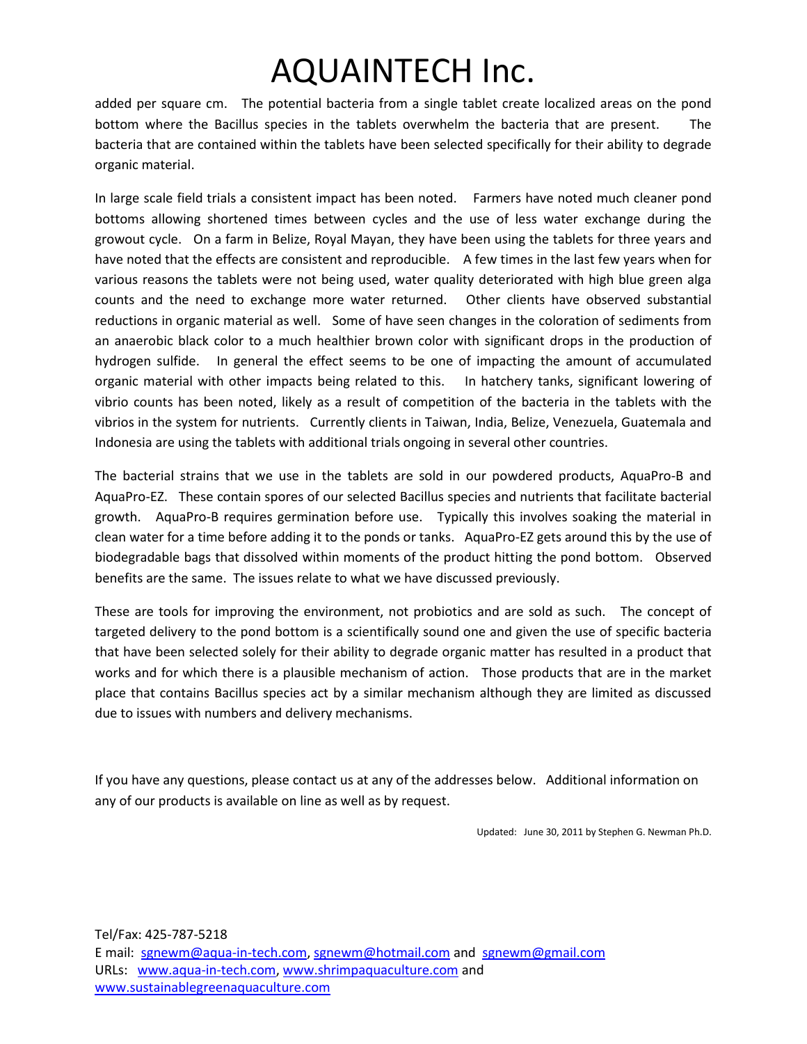added per square cm. The potential bacteria from a single tablet create localized areas on the pond bottom where the Bacillus species in the tablets overwhelm the bacteria that are present. The bacteria that are contained within the tablets have been selected specifically for their ability to degrade organic material.

In large scale field trials a consistent impact has been noted. Farmers have noted much cleaner pond bottoms allowing shortened times between cycles and the use of less water exchange during the growout cycle. On a farm in Belize, Royal Mayan, they have been using the tablets for three years and have noted that the effects are consistent and reproducible. A few times in the last few years when for various reasons the tablets were not being used, water quality deteriorated with high blue green alga counts and the need to exchange more water returned. Other clients have observed substantial reductions in organic material as well. Some of have seen changes in the coloration of sediments from an anaerobic black color to a much healthier brown color with significant drops in the production of hydrogen sulfide. In general the effect seems to be one of impacting the amount of accumulated organic material with other impacts being related to this. In hatchery tanks, significant lowering of vibrio counts has been noted, likely as a result of competition of the bacteria in the tablets with the vibrios in the system for nutrients. Currently clients in Taiwan, India, Belize, Venezuela, Guatemala and Indonesia are using the tablets with additional trials ongoing in several other countries.

The bacterial strains that we use in the tablets are sold in our powdered products, AquaPro-B and AquaPro-EZ. These contain spores of our selected Bacillus species and nutrients that facilitate bacterial growth. AquaPro-B requires germination before use. Typically this involves soaking the material in clean water for a time before adding it to the ponds or tanks. AquaPro-EZ gets around this by the use of biodegradable bags that dissolved within moments of the product hitting the pond bottom. Observed benefits are the same. The issues relate to what we have discussed previously.

These are tools for improving the environment, not probiotics and are sold as such. The concept of targeted delivery to the pond bottom is a scientifically sound one and given the use of specific bacteria that have been selected solely for their ability to degrade organic matter has resulted in a product that works and for which there is a plausible mechanism of action. Those products that are in the market place that contains Bacillus species act by a similar mechanism although they are limited as discussed due to issues with numbers and delivery mechanisms.

If you have any questions, please contact us at any of the addresses below. Additional information on any of our products is available on line as well as by request.

Updated: June 30, 2011 by Stephen G. Newman Ph.D.

Tel/Fax: 425-787-5218
E mail: sgnewm@aqua-in-tech.com, sgnewm@hotmail.com and sgnewm@gmail.com
URLs: www.aqua-in-tech.com, www.shrimpaquaculture.com and www.sustainablegreenaquaculture.com